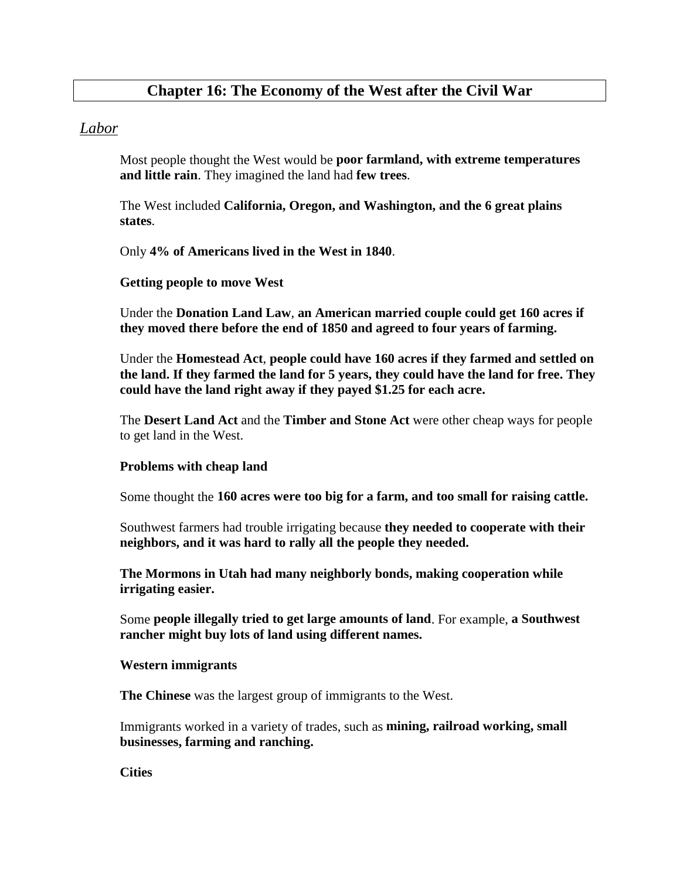# Chapter 16: The Economy of the West after the Civil War

## *Labor*

Most people thought the West would be **poor farmland, with extreme temperatures and little rain**. They imagined the land had **few trees**.

The West included **California, Oregon, and Washington, and the 6 great plains states**.

Only **4% of Americans lived in the West in 1840**.

**Getting people to move West**

Under the **Donation Land Law**, **an American married couple could get 160 acres if they moved there before the end of 1850 and agreed to four years of farming.**

Under the **Homestead Act**, **people could have 160 acres if they farmed and settled on the land. If they farmed the land for 5 years, they could have the land for free. They could have the land right away if they payed $1.25 for each acre.**

The **Desert Land Act** and the **Timber and Stone Act** were other cheap ways for people to get land in the West.

**Problems with cheap land**

Some thought the **160 acres were too big for a farm, and too small for raising cattle.**

Southwest farmers had trouble irrigating because **they needed to cooperate with their neighbors, and it was hard to rally all the people they needed.**

**The Mormons in Utah had many neighborly bonds, making cooperation while irrigating easier.**

Some **people illegally tried to get large amounts of land**. For example, **a Southwest rancher might buy lots of land using different names.**

**Western immigrants**

**The Chinese** was the largest group of immigrants to the West.

Immigrants worked in a variety of trades, such as **mining, railroad working, small businesses, farming and ranching.**

**Cities**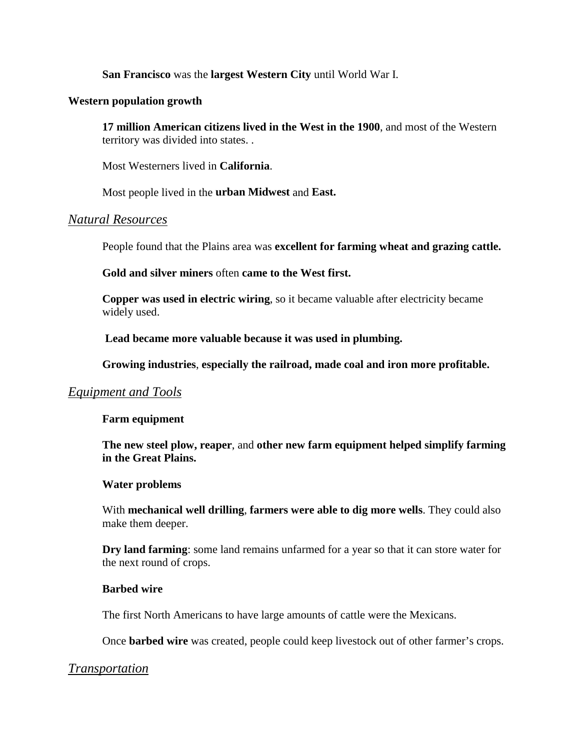**San Francisco** was the **largest Western City** until World War I.

**Western population growth**

**17 million American citizens lived in the West in the 1900**, and most of the Western territory was divided into states. .

Most Westerners lived in **California**.

Most people lived in the **urban Midwest** and **East.**

## *Natural Resources*

People found that the Plains area was **excellent for farming wheat and grazing cattle.**

**Gold and silver miners** often **came to the West first.**

**Copper was used in electric wiring**, so it became valuable after electricity became widely used.

**Lead became more valuable because it was used in plumbing.**

**Growing industries**, **especially the railroad, made coal and iron more profitable.**

## *Equipment and Tools*

**Farm equipment**

**The new steel plow, reaper**, and **other new farm equipment helped simplify farming in the Great Plains.**

**Water problems**

With **mechanical well drilling**, **farmers were able to dig more wells**. They could also make them deeper.

**Dry land farming**: some land remains unfarmed for a year so that it can store water for the next round of crops.

**Barbed wire**

The first North Americans to have large amounts of cattle were the Mexicans.

Once **barbed wire** was created, people could keep livestock out of other farmer's crops.

## *Transportation*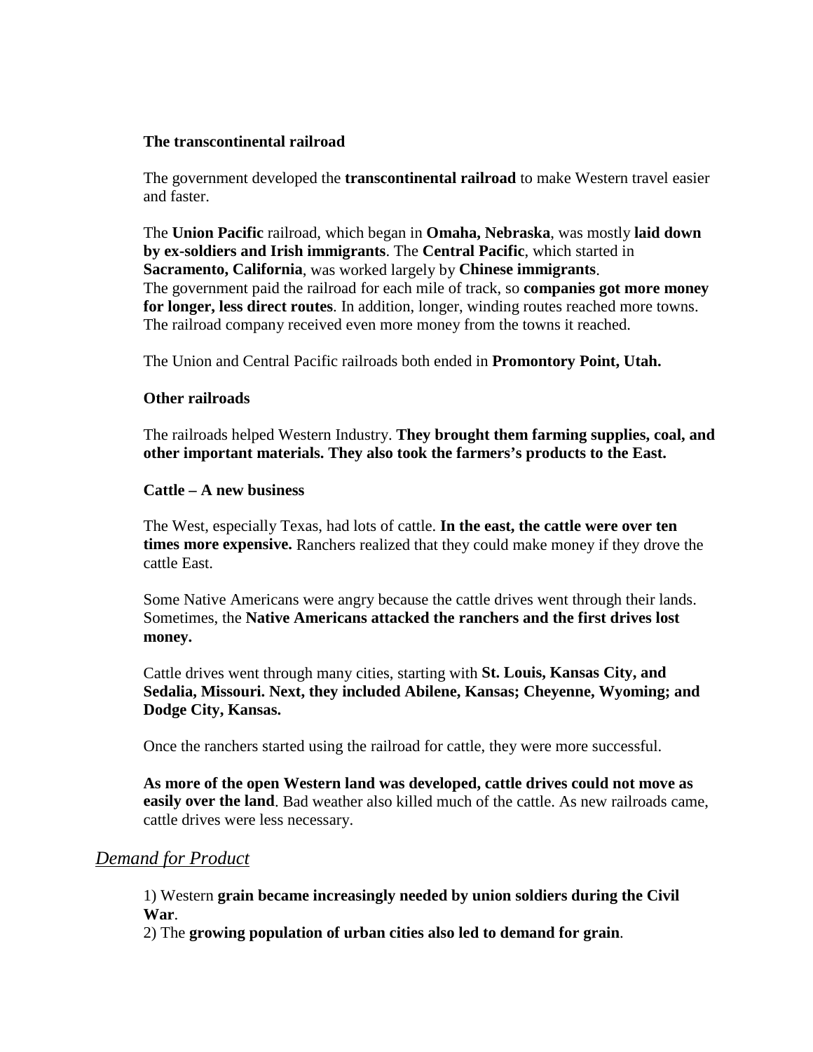**The transcontinental railroad**

The government developed the **transcontinental railroad** to make Western travel easier and faster.

The **Union Pacific** railroad, which began in **Omaha, Nebraska**, was mostly **laid down by ex-soldiers and Irish immigrants**. The **Central Pacific**, which started in **Sacramento, California**, was worked largely by **Chinese immigrants**.
The government paid the railroad for each mile of track, so **companies got more money for longer, less direct routes**. In addition, longer, winding routes reached more towns. The railroad company received even more money from the towns it reached.

The Union and Central Pacific railroads both ended in **Promontory Point, Utah.**

**Other railroads**

The railroads helped Western Industry. **They brought them farming supplies, coal, and other important materials. They also took the farmers's products to the East.**

**Cattle – A new business**

The West, especially Texas, had lots of cattle. **In the east, the cattle were over ten times more expensive.** Ranchers realized that they could make money if they drove the cattle East.

Some Native Americans were angry because the cattle drives went through their lands. Sometimes, the **Native Americans attacked the ranchers and the first drives lost money.**

Cattle drives went through many cities, starting with **St. Louis, Kansas City, and Sedalia, Missouri. Next, they included Abilene, Kansas; Cheyenne, Wyoming; and Dodge City, Kansas.**

Once the ranchers started using the railroad for cattle, they were more successful.

**As more of the open Western land was developed, cattle drives could not move as easily over the land**. Bad weather also killed much of the cattle. As new railroads came, cattle drives were less necessary.

## *Demand for Product*

1) Western **grain became increasingly needed by union soldiers during the Civil War**.
2) The **growing population of urban cities also led to demand for grain**.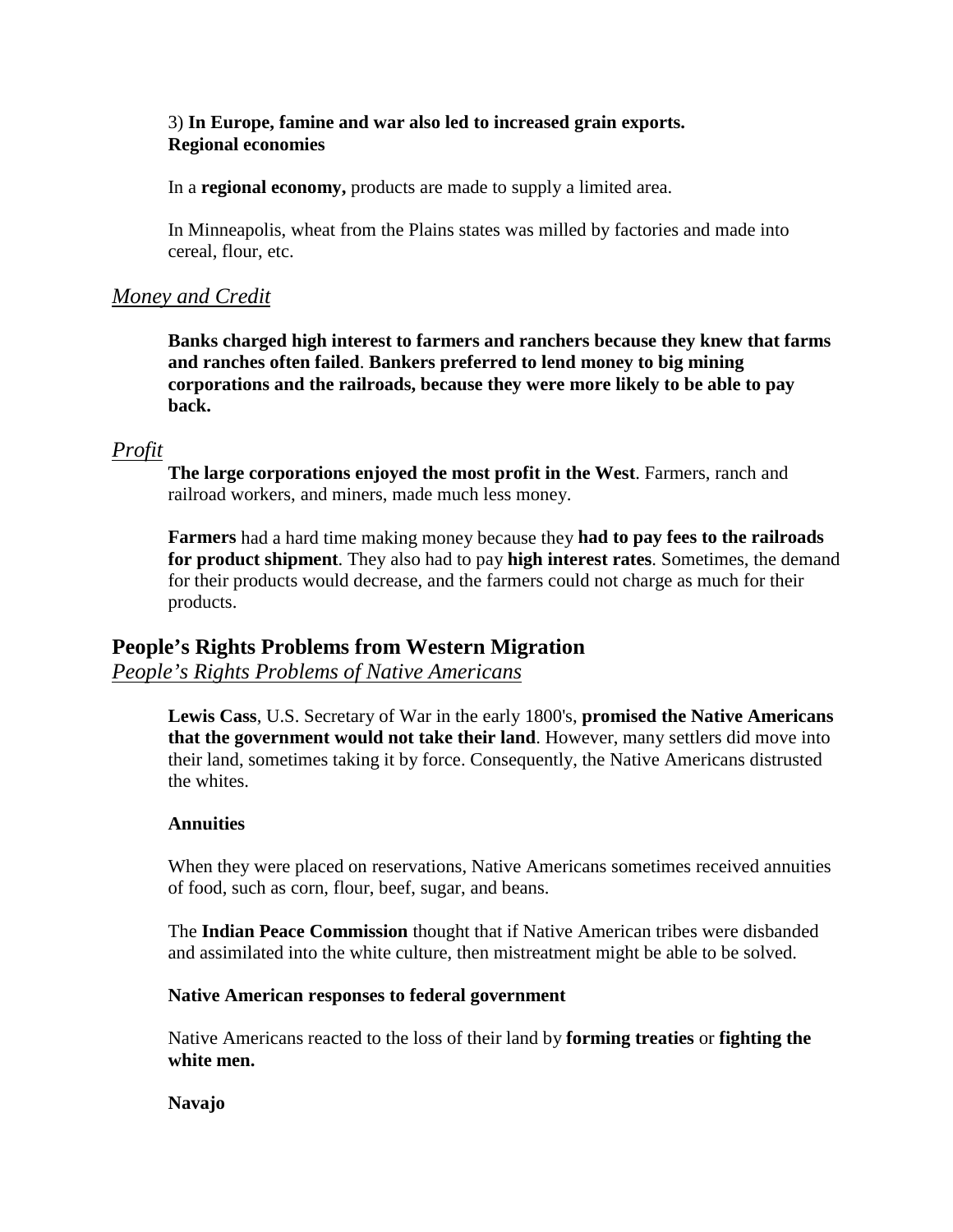3) **In Europe, famine and war also led to increased grain exports.**
**Regional economies**

In a **regional economy,** products are made to supply a limited area.

In Minneapolis, wheat from the Plains states was milled by factories and made into cereal, flour, etc.

### *Money and Credit*

**Banks charged high interest to farmers and ranchers because they knew that farms and ranches often failed**. **Bankers preferred to lend money to big mining corporations and the railroads, because they were more likely to be able to pay back.**

### *Profit*

**The large corporations enjoyed the most profit in the West**. Farmers, ranch and railroad workers, and miners, made much less money.

**Farmers** had a hard time making money because they **had to pay fees to the railroads for product shipment**. They also had to pay **high interest rates**. Sometimes, the demand for their products would decrease, and the farmers could not charge as much for their products.

## People's Rights Problems from Western Migration

### *People's Rights Problems of Native Americans*

**Lewis Cass**, U.S. Secretary of War in the early 1800's, **promised the Native Americans that the government would not take their land**. However, many settlers did move into their land, sometimes taking it by force. Consequently, the Native Americans distrusted the whites.

**Annuities**

When they were placed on reservations, Native Americans sometimes received annuities of food, such as corn, flour, beef, sugar, and beans.

The **Indian Peace Commission** thought that if Native American tribes were disbanded and assimilated into the white culture, then mistreatment might be able to be solved.

**Native American responses to federal government**

Native Americans reacted to the loss of their land by **forming treaties** or **fighting the white men.**

**Navajo**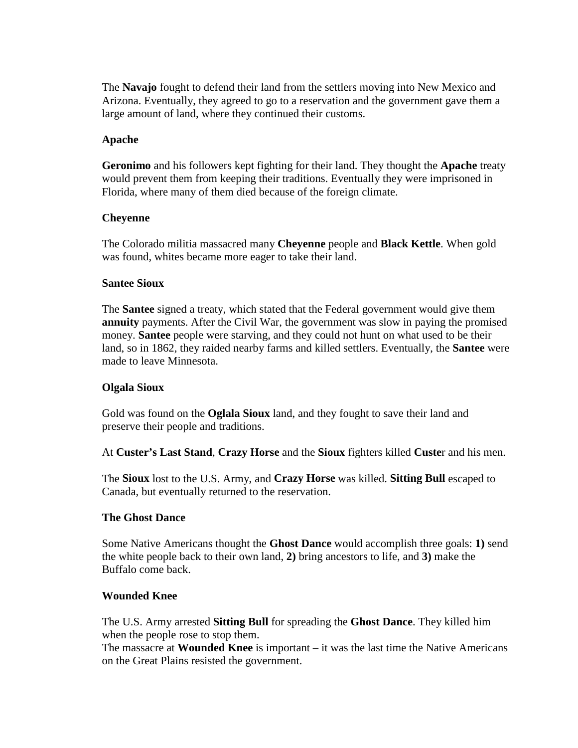The **Navajo** fought to defend their land from the settlers moving into New Mexico and Arizona. Eventually, they agreed to go to a reservation and the government gave them a large amount of land, where they continued their customs.

### Apache

**Geronimo** and his followers kept fighting for their land. They thought the **Apache** treaty would prevent them from keeping their traditions. Eventually they were imprisoned in Florida, where many of them died because of the foreign climate.

### Cheyenne

The Colorado militia massacred many **Cheyenne** people and **Black Kettle**. When gold was found, whites became more eager to take their land.

### Santee Sioux

The **Santee** signed a treaty, which stated that the Federal government would give them **annuity** payments. After the Civil War, the government was slow in paying the promised money. **Santee** people were starving, and they could not hunt on what used to be their land, so in 1862, they raided nearby farms and killed settlers. Eventually, the **Santee** were made to leave Minnesota.

### Olgala Sioux

Gold was found on the **Oglala Sioux** land, and they fought to save their land and preserve their people and traditions.

At **Custer's Last Stand**, **Crazy Horse** and the **Sioux** fighters killed **Custe**r and his men.

The **Sioux** lost to the U.S. Army, and **Crazy Horse** was killed. **Sitting Bull** escaped to Canada, but eventually returned to the reservation.

### The Ghost Dance

Some Native Americans thought the **Ghost Dance** would accomplish three goals: **1)** send the white people back to their own land, **2)** bring ancestors to life, and **3)** make the Buffalo come back.

### Wounded Knee

The U.S. Army arrested **Sitting Bull** for spreading the **Ghost Dance**. They killed him when the people rose to stop them.
The massacre at **Wounded Knee** is important – it was the last time the Native Americans on the Great Plains resisted the government.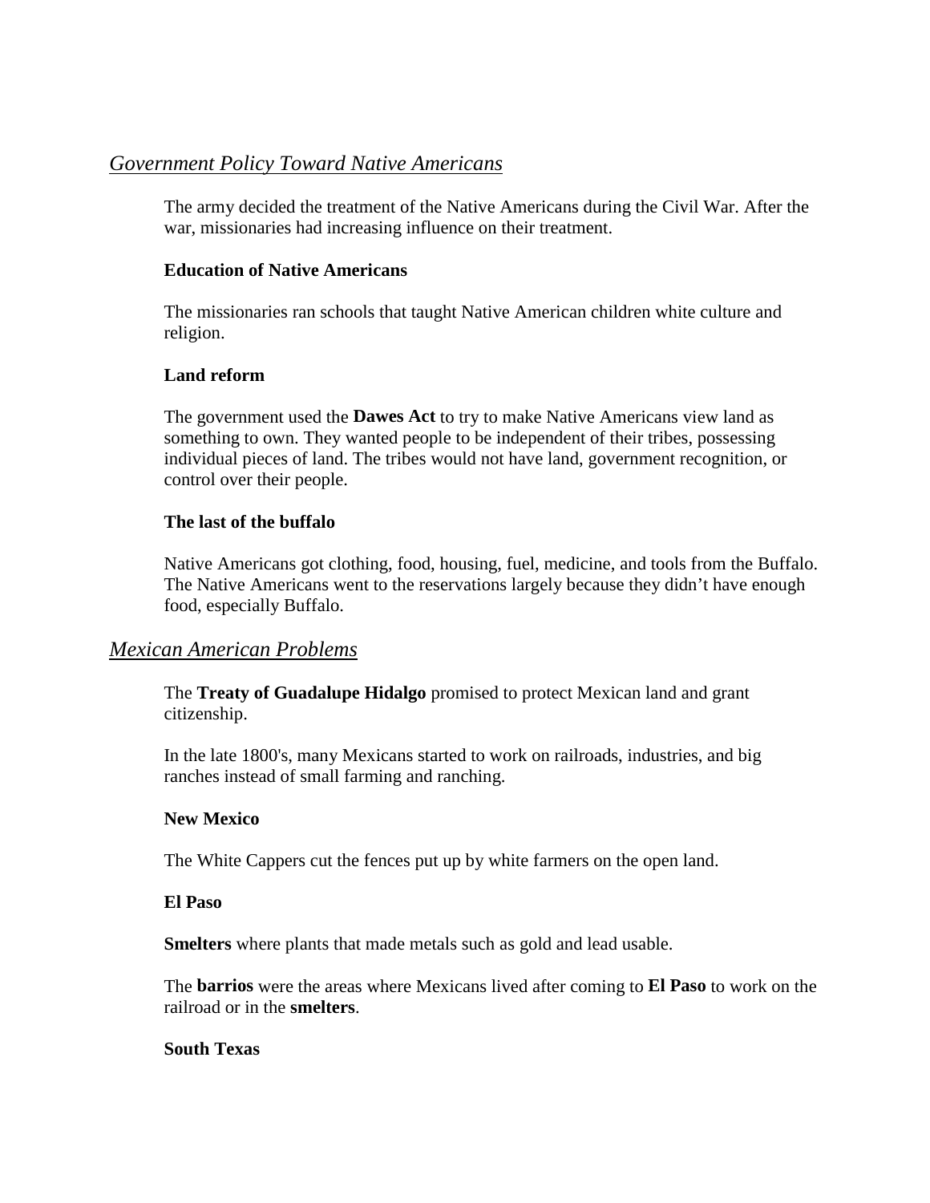## *Government Policy Toward Native Americans*

The army decided the treatment of the Native Americans during the Civil War. After the war, missionaries had increasing influence on their treatment.

### Education of Native Americans

The missionaries ran schools that taught Native American children white culture and religion.

### Land reform

The government used the **Dawes Act** to try to make Native Americans view land as something to own. They wanted people to be independent of their tribes, possessing individual pieces of land. The tribes would not have land, government recognition, or control over their people.

### The last of the buffalo

Native Americans got clothing, food, housing, fuel, medicine, and tools from the Buffalo. The Native Americans went to the reservations largely because they didn't have enough food, especially Buffalo.

## *Mexican American Problems*

The **Treaty of Guadalupe Hidalgo** promised to protect Mexican land and grant citizenship.

In the late 1800's, many Mexicans started to work on railroads, industries, and big ranches instead of small farming and ranching.

### New Mexico

The White Cappers cut the fences put up by white farmers on the open land.

### El Paso

**Smelters** where plants that made metals such as gold and lead usable.

The **barrios** were the areas where Mexicans lived after coming to **El Paso** to work on the railroad or in the **smelters**.

### South Texas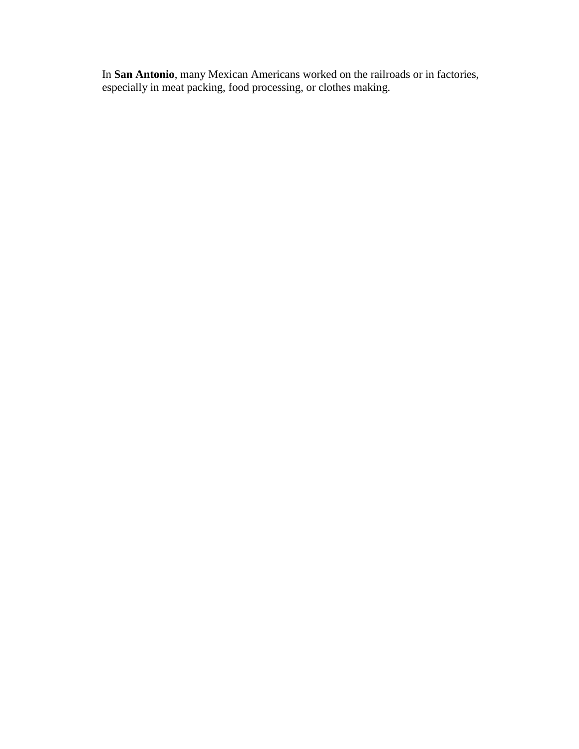In **San Antonio**, many Mexican Americans worked on the railroads or in factories, especially in meat packing, food processing, or clothes making.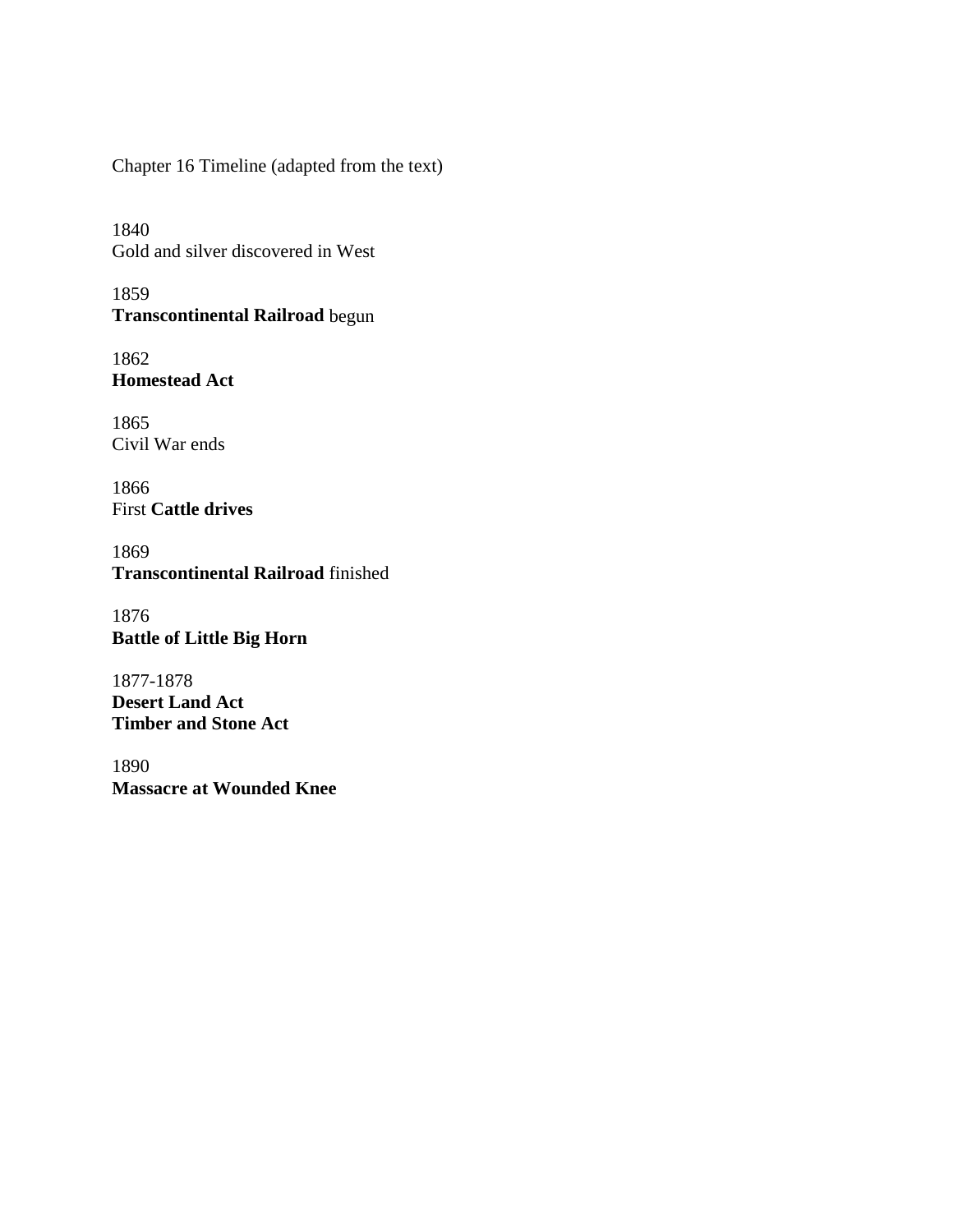Chapter 16 Timeline (adapted from the text)

1840
Gold and silver discovered in West

1859
**Transcontinental Railroad** begun

1862
**Homestead Act**

1865
Civil War ends

1866
First **Cattle drives**

1869
**Transcontinental Railroad** finished

1876
**Battle of Little Big Horn**

1877-1878
**Desert Land Act**
**Timber and Stone Act**

1890
**Massacre at Wounded Knee**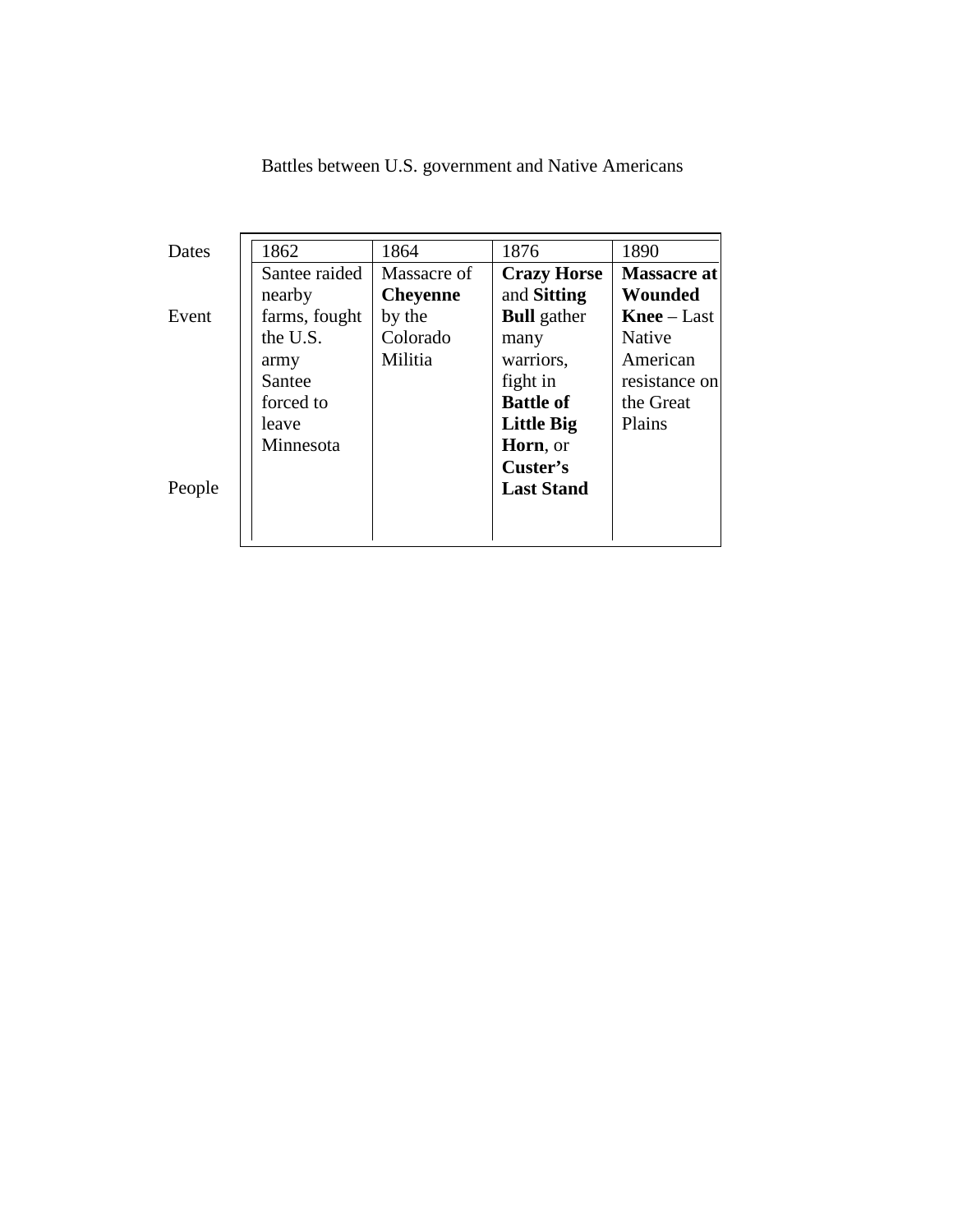Battles between U.S. government and Native Americans

| Dates | 1862 | 1864 | 1876 | 1890 |
|---|---|---|---|---|
| Event | Santee raided nearby farms, fought the U.S. army Santee forced to leave Minnesota | Massacre of **Cheyenne** by the Colorado Militia | **Crazy Horse** and **Sitting Bull** gather many warriors, fight in **Battle of Little Big Horn**, or **Custer's Last Stand** | **Massacre at Wounded Knee** – Last Native American resistance on the Great Plains |
| People | | | | |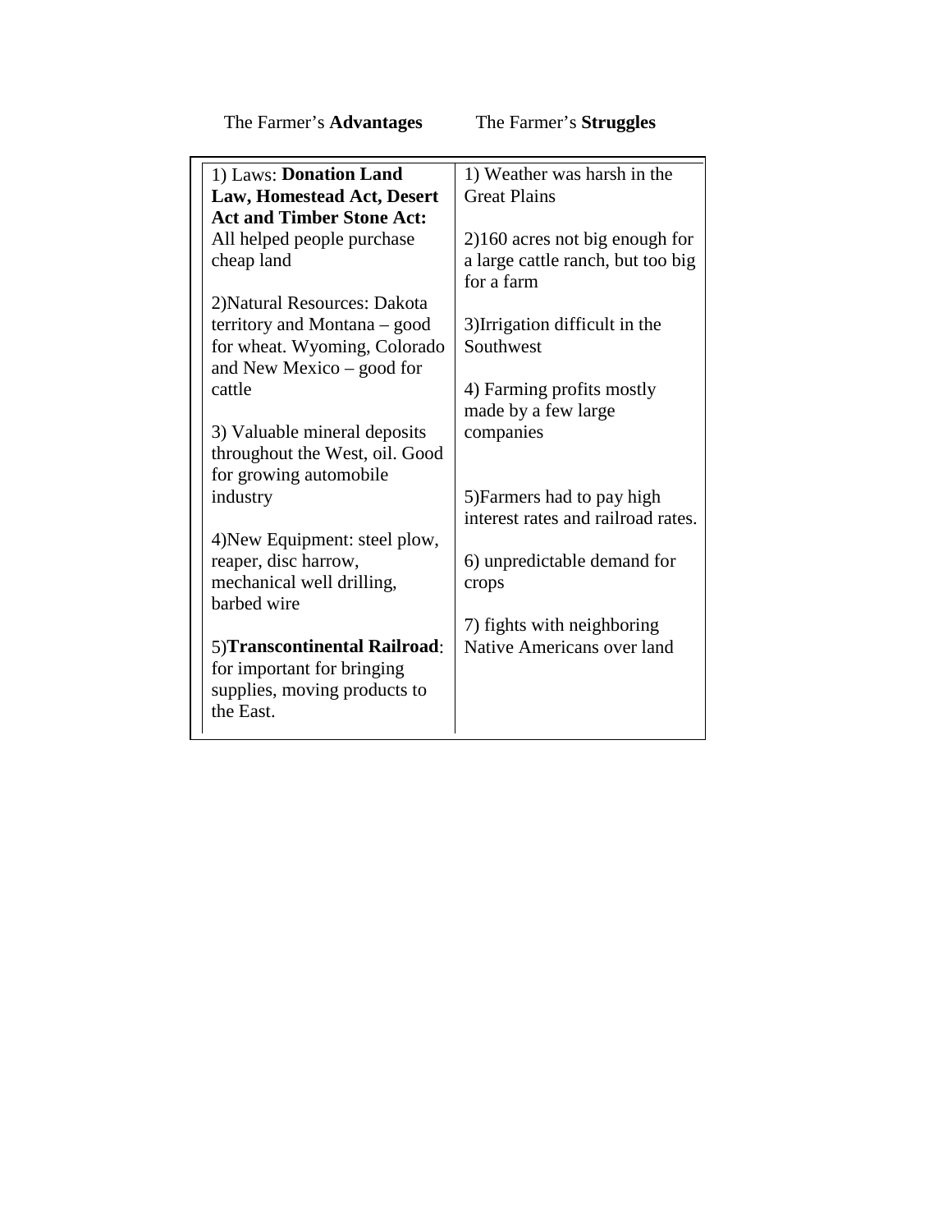| The Farmer's **Advantages** | The Farmer's **Struggles** |
| --- | --- |
| 1) Laws: **Donation Land Law, Homestead Act, Desert Act and Timber Stone Act:** All helped people purchase cheap land | 1) Weather was harsh in the Great Plains |
| 2)Natural Resources: Dakota territory and Montana – good for wheat. Wyoming, Colorado and New Mexico – good for cattle | 2)160 acres not big enough for a large cattle ranch, but too big for a farm |
| 3) Valuable mineral deposits throughout the West, oil. Good for growing automobile industry | 3)Irrigation difficult in the Southwest |
| 4)New Equipment: steel plow, reaper, disc harrow, mechanical well drilling, barbed wire | 4) Farming profits mostly made by a few large companies |
| 5)**Transcontinental Railroad**: for important for bringing supplies, moving products to the East. | 5)Farmers had to pay high interest rates and railroad rates. |
| | 6) unpredictable demand for crops |
| | 7) fights with neighboring Native Americans over land |